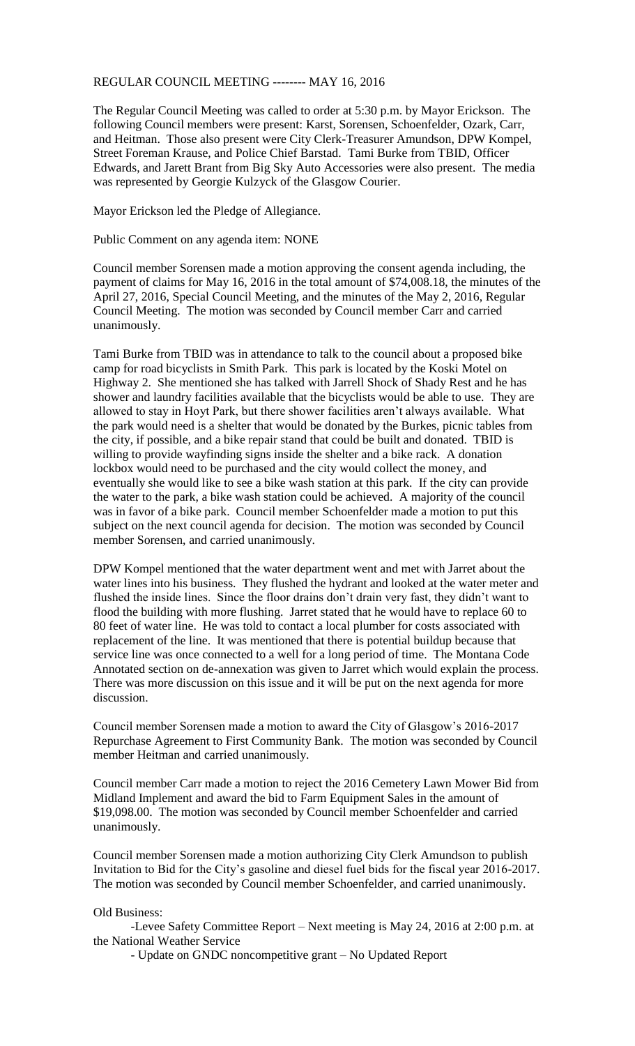REGULAR COUNCIL MEETING -------- MAY 16, 2016

The Regular Council Meeting was called to order at 5:30 p.m. by Mayor Erickson. The following Council members were present: Karst, Sorensen, Schoenfelder, Ozark, Carr, and Heitman. Those also present were City Clerk-Treasurer Amundson, DPW Kompel, Street Foreman Krause, and Police Chief Barstad. Tami Burke from TBID, Officer Edwards, and Jarett Brant from Big Sky Auto Accessories were also present. The media was represented by Georgie Kulzyck of the Glasgow Courier.

Mayor Erickson led the Pledge of Allegiance.

Public Comment on any agenda item: NONE

Council member Sorensen made a motion approving the consent agenda including, the payment of claims for May 16, 2016 in the total amount of $74,008.18, the minutes of the April 27, 2016, Special Council Meeting, and the minutes of the May 2, 2016, Regular Council Meeting. The motion was seconded by Council member Carr and carried unanimously.

Tami Burke from TBID was in attendance to talk to the council about a proposed bike camp for road bicyclists in Smith Park. This park is located by the Koski Motel on Highway 2. She mentioned she has talked with Jarrell Shock of Shady Rest and he has shower and laundry facilities available that the bicyclists would be able to use. They are allowed to stay in Hoyt Park, but there shower facilities aren't always available. What the park would need is a shelter that would be donated by the Burkes, picnic tables from the city, if possible, and a bike repair stand that could be built and donated. TBID is willing to provide wayfinding signs inside the shelter and a bike rack. A donation lockbox would need to be purchased and the city would collect the money, and eventually she would like to see a bike wash station at this park. If the city can provide the water to the park, a bike wash station could be achieved. A majority of the council was in favor of a bike park. Council member Schoenfelder made a motion to put this subject on the next council agenda for decision. The motion was seconded by Council member Sorensen, and carried unanimously.

DPW Kompel mentioned that the water department went and met with Jarret about the water lines into his business. They flushed the hydrant and looked at the water meter and flushed the inside lines. Since the floor drains don't drain very fast, they didn't want to flood the building with more flushing. Jarret stated that he would have to replace 60 to 80 feet of water line. He was told to contact a local plumber for costs associated with replacement of the line. It was mentioned that there is potential buildup because that service line was once connected to a well for a long period of time. The Montana Code Annotated section on de-annexation was given to Jarret which would explain the process. There was more discussion on this issue and it will be put on the next agenda for more discussion.

Council member Sorensen made a motion to award the City of Glasgow's 2016-2017 Repurchase Agreement to First Community Bank. The motion was seconded by Council member Heitman and carried unanimously.

Council member Carr made a motion to reject the 2016 Cemetery Lawn Mower Bid from Midland Implement and award the bid to Farm Equipment Sales in the amount of $19,098.00. The motion was seconded by Council member Schoenfelder and carried unanimously.

Council member Sorensen made a motion authorizing City Clerk Amundson to publish Invitation to Bid for the City's gasoline and diesel fuel bids for the fiscal year 2016-2017. The motion was seconded by Council member Schoenfelder, and carried unanimously.

Old Business:

- Levee Safety Committee Report – Next meeting is May 24, 2016 at 2:00 p.m. at the National Weather Service
- Update on GNDC noncompetitive grant – No Updated Report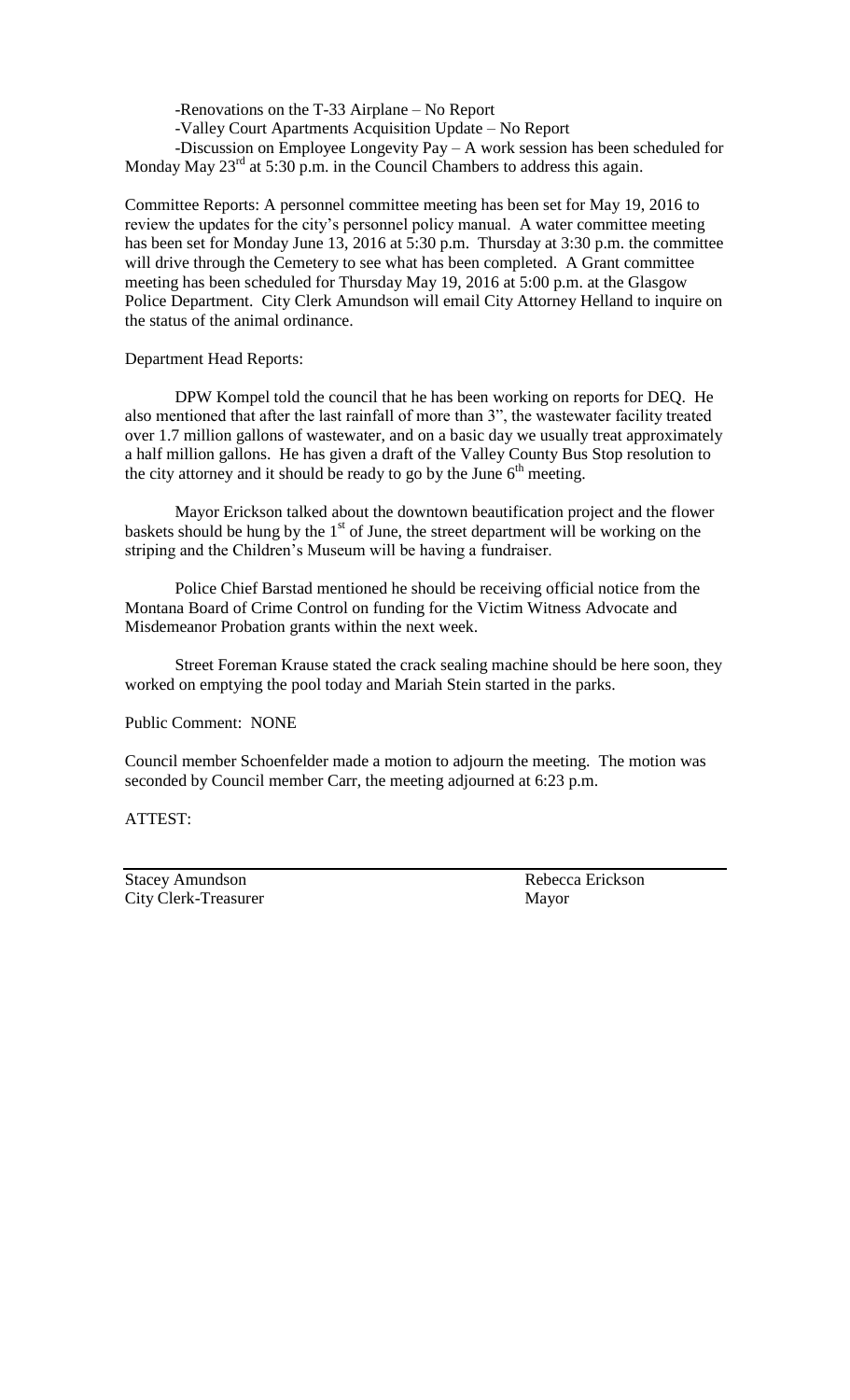-Renovations on the T-33 Airplane – No Report

-Valley Court Apartments Acquisition Update – No Report

-Discussion on Employee Longevity Pay – A work session has been scheduled for Monday May 23rd at 5:30 p.m. in the Council Chambers to address this again.

Committee Reports: A personnel committee meeting has been set for May 19, 2016 to review the updates for the city's personnel policy manual. A water committee meeting has been set for Monday June 13, 2016 at 5:30 p.m. Thursday at 3:30 p.m. the committee will drive through the Cemetery to see what has been completed. A Grant committee meeting has been scheduled for Thursday May 19, 2016 at 5:00 p.m. at the Glasgow Police Department. City Clerk Amundson will email City Attorney Helland to inquire on the status of the animal ordinance.

Department Head Reports:

DPW Kompel told the council that he has been working on reports for DEQ. He also mentioned that after the last rainfall of more than 3", the wastewater facility treated over 1.7 million gallons of wastewater, and on a basic day we usually treat approximately a half million gallons. He has given a draft of the Valley County Bus Stop resolution to the city attorney and it should be ready to go by the June 6th meeting.

Mayor Erickson talked about the downtown beautification project and the flower baskets should be hung by the 1st of June, the street department will be working on the striping and the Children's Museum will be having a fundraiser.

Police Chief Barstad mentioned he should be receiving official notice from the Montana Board of Crime Control on funding for the Victim Witness Advocate and Misdemeanor Probation grants within the next week.

Street Foreman Krause stated the crack sealing machine should be here soon, they worked on emptying the pool today and Mariah Stein started in the parks.

Public Comment: NONE

Council member Schoenfelder made a motion to adjourn the meeting. The motion was seconded by Council member Carr, the meeting adjourned at 6:23 p.m.

ATTEST:

Stacey Amundson
City Clerk-Treasurer

Rebecca Erickson
Mayor